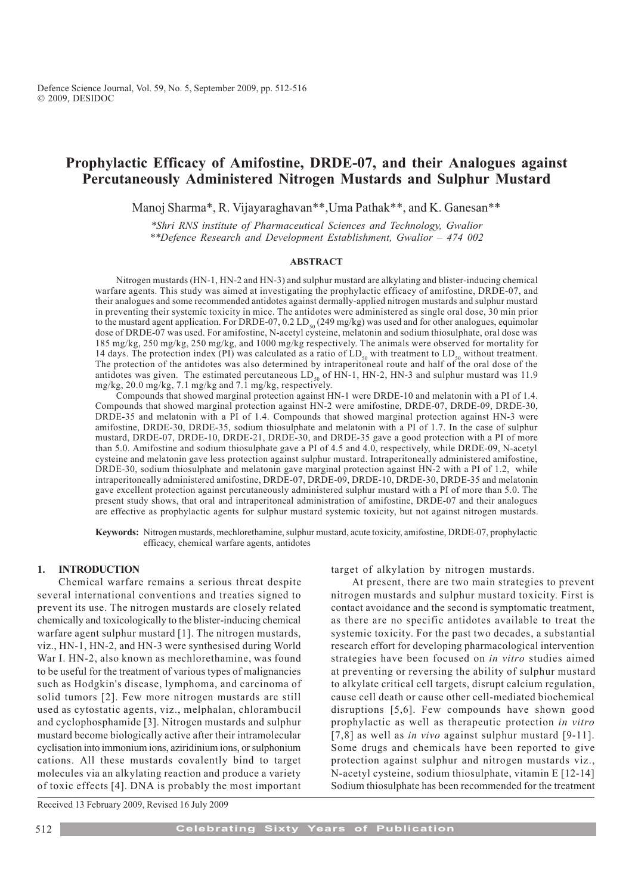# Prophylactic Efficacy of Amifostine, DRDE-07, and their Analogues against Percutaneously Administered Nitrogen Mustards and Sulphur Mustard

Manoj Sharma*, R. Vijayaraghavan**, Uma Pathak**, and K. Ganesan**

*\*Shri RNS institute of Pharmaceutical Sciences and Technology, Gwalior*
*\*\*Defence Research and Development Establishment, Gwalior – 474 002*

## ABSTRACT

Nitrogen mustards (HN-1, HN-2 and HN-3) and sulphur mustard are alkylating and blister-inducing chemical warfare agents. This study was aimed at investigating the prophylactic efficacy of amifostine, DRDE-07, and their analogues and some recommended antidotes against dermally-applied nitrogen mustards and sulphur mustard in preventing their systemic toxicity in mice. The antidotes were administered as single oral dose, 30 min prior to the mustard agent application. For DRDE-07, 0.2 $LD_{50}$ (249 mg/kg) was used and for other analogues, equimolar dose of DRDE-07 was used. For amifostine, N-acetyl cysteine, melatonin and sodium thiosulphate, oral dose was 185 mg/kg, 250 mg/kg, 250 mg/kg, and 1000 mg/kg respectively. The animals were observed for mortality for 14 days. The protection index (PI) was calculated as a ratio of $LD_{50}$ with treatment to $LD_{50}$ without treatment. The protection of the antidotes was also determined by intraperitoneal route and half of the oral dose of the antidotes was given. The estimated percutaneous $LD_{50}$ of HN-1, HN-2, HN-3 and sulphur mustard was 11.9 mg/kg, 20.0 mg/kg, 7.1 mg/kg and 7.1 mg/kg, respectively.

Compounds that showed marginal protection against HN-1 were DRDE-10 and melatonin with a PI of 1.4. Compounds that showed marginal protection against HN-2 were amifostine, DRDE-07, DRDE-09, DRDE-30, DRDE-35 and melatonin with a PI of 1.4. Compounds that showed marginal protection against HN-3 were amifostine, DRDE-30, DRDE-35, sodium thiosulphate and melatonin with a PI of 1.7. In the case of sulphur mustard, DRDE-07, DRDE-10, DRDE-21, DRDE-30, and DRDE-35 gave a good protection with a PI of more than 5.0. Amifostine and sodium thiosulphate gave a PI of 4.5 and 4.0, respectively, while DRDE-09, N-acetyl cysteine and melatonin gave less protection against sulphur mustard. Intraperitoneally administered amifostine, DRDE-30, sodium thiosulphate and melatonin gave marginal protection against HN-2 with a PI of 1.2, while intraperitoneally administered amifostine, DRDE-07, DRDE-09, DRDE-10, DRDE-30, DRDE-35 and melatonin gave excellent protection against percutaneously administered sulphur mustard with a PI of more than 5.0. The present study shows, that oral and intraperitoneal administration of amifostine, DRDE-07 and their analogues are effective as prophylactic agents for sulphur mustard systemic toxicity, but not against nitrogen mustards.

**Keywords:** Nitrogen mustards, mechlorethamine, sulphur mustard, acute toxicity, amifostine, DRDE-07, prophylactic efficacy, chemical warfare agents, antidotes

## 1. INTRODUCTION

Chemical warfare remains a serious threat despite several international conventions and treaties signed to prevent its use. The nitrogen mustards are closely related chemically and toxicologically to the blister-inducing chemical warfare agent sulphur mustard [1]. The nitrogen mustards, viz., HN-1, HN-2, and HN-3 were synthesised during World War I. HN-2, also known as mechlorethamine, was found to be useful for the treatment of various types of malignancies such as Hodgkin's disease, lymphoma, and carcinoma of solid tumors [2]. Few more nitrogen mustards are still used as cytostatic agents, viz., melphalan, chlorambucil and cyclophosphamide [3]. Nitrogen mustards and sulphur mustard become biologically active after their intramolecular cyclisation into immonium ions, aziridinium ions, or sulphonium cations. All these mustards covalently bind to target molecules via an alkylating reaction and produce a variety of toxic effects [4]. DNA is probably the most important target of alkylation by nitrogen mustards.

At present, there are two main strategies to prevent nitrogen mustards and sulphur mustard toxicity. First is contact avoidance and the second is symptomatic treatment, as there are no specific antidotes available to treat the systemic toxicity. For the past two decades, a substantial research effort for developing pharmacological intervention strategies have been focused on *in vitro* studies aimed at preventing or reversing the ability of sulphur mustard to alkylate critical cell targets, disrupt calcium regulation, cause cell death or cause other cell-mediated biochemical disruptions [5,6]. Few compounds have shown good prophylactic as well as therapeutic protection *in vitro* [7,8] as well as *in vivo* against sulphur mustard [9-11]. Some drugs and chemicals have been reported to give protection against sulphur and nitrogen mustards viz., N-acetyl cysteine, sodium thiosulphate, vitamin E [12-14] Sodium thiosulphate has been recommended for the treatment

Received 13 February 2009, Revised 16 July 2009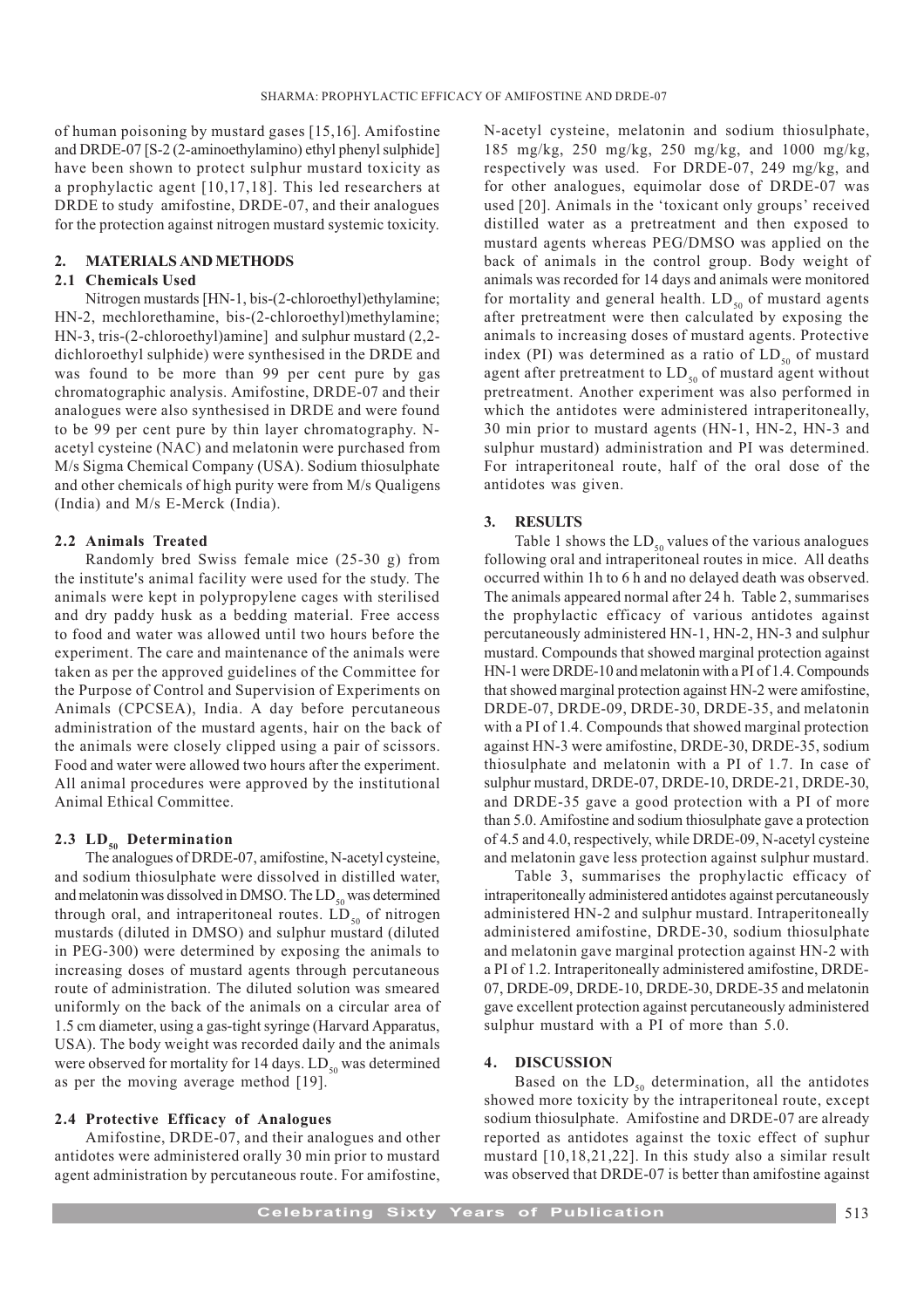of human poisoning by mustard gases [15,16]. Amifostine and DRDE-07 [S-2 (2-aminoethylamino) ethyl phenyl sulphide] have been shown to protect sulphur mustard toxicity as a prophylactic agent [10,17,18]. This led researchers at DRDE to study amifostine, DRDE-07, and their analogues for the protection against nitrogen mustard systemic toxicity.

## 2. MATERIALS AND METHODS

### 2.1 Chemicals Used

Nitrogen mustards [HN-1, bis-(2-chloroethyl)ethylamine; HN-2, mechlorethamine, bis-(2-chloroethyl)methylamine; HN-3, tris-(2-chloroethyl)amine] and sulphur mustard (2,2-dichloroethyl sulphide) were synthesised in the DRDE and was found to be more than 99 per cent pure by gas chromatographic analysis. Amifostine, DRDE-07 and their analogues were also synthesised in DRDE and were found to be 99 per cent pure by thin layer chromatography. N-acetyl cysteine (NAC) and melatonin were purchased from M/s Sigma Chemical Company (USA). Sodium thiosulphate and other chemicals of high purity were from M/s Qualigens (India) and M/s E-Merck (India).

### 2.2 Animals Treated

Randomly bred Swiss female mice (25-30 g) from the institute's animal facility were used for the study. The animals were kept in polypropylene cages with sterilised and dry paddy husk as a bedding material. Free access to food and water was allowed until two hours before the experiment. The care and maintenance of the animals were taken as per the approved guidelines of the Committee for the Purpose of Control and Supervision of Experiments on Animals (CPCSEA), India. A day before percutaneous administration of the mustard agents, hair on the back of the animals were closely clipped using a pair of scissors. Food and water were allowed two hours after the experiment. All animal procedures were approved by the institutional Animal Ethical Committee.

### 2.3 $LD_{50}$ Determination

The analogues of DRDE-07, amifostine, N-acetyl cysteine, and sodium thiosulphate were dissolved in distilled water, and melatonin was dissolved in DMSO. The $LD_{50}$ was determined through oral, and intraperitoneal routes. $LD_{50}$ of nitrogen mustards (diluted in DMSO) and sulphur mustard (diluted in PEG-300) were determined by exposing the animals to increasing doses of mustard agents through percutaneous route of administration. The diluted solution was smeared uniformly on the back of the animals on a circular area of 1.5 cm diameter, using a gas-tight syringe (Harvard Apparatus, USA). The body weight was recorded daily and the animals were observed for mortality for 14 days. $LD_{50}$ was determined as per the moving average method [19].

### 2.4 Protective Efficacy of Analogues

Amifostine, DRDE-07, and their analogues and other antidotes were administered orally 30 min prior to mustard agent administration by percutaneous route. For amifostine, N-acetyl cysteine, melatonin and sodium thiosulphate, 185 mg/kg, 250 mg/kg, 250 mg/kg, and 1000 mg/kg, respectively was used. For DRDE-07, 249 mg/kg, and for other analogues, equimolar dose of DRDE-07 was used [20]. Animals in the 'toxicant only groups' received distilled water as a pretreatment and then exposed to mustard agents whereas PEG/DMSO was applied on the back of animals in the control group. Body weight of animals was recorded for 14 days and animals were monitored for mortality and general health. $LD_{50}$ of mustard agents after pretreatment were then calculated by exposing the animals to increasing doses of mustard agents. Protective index (PI) was determined as a ratio of $LD_{50}$ of mustard agent after pretreatment to $LD_{50}$ of mustard agent without pretreatment. Another experiment was also performed in which the antidotes were administered intraperitoneally, 30 min prior to mustard agents (HN-1, HN-2, HN-3 and sulphur mustard) administration and PI was determined. For intraperitoneal route, half of the oral dose of the antidotes was given.

## 3. RESULTS

Table 1 shows the $LD_{50}$ values of the various analogues following oral and intraperitoneal routes in mice. All deaths occurred within 1h to 6 h and no delayed death was observed. The animals appeared normal after 24 h. Table 2, summarises the prophylactic efficacy of various antidotes against percutaneously administered HN-1, HN-2, HN-3 and sulphur mustard. Compounds that showed marginal protection against HN-1 were DRDE-10 and melatonin with a PI of 1.4. Compounds that showed marginal protection against HN-2 were amifostine, DRDE-07, DRDE-09, DRDE-30, DRDE-35, and melatonin with a PI of 1.4. Compounds that showed marginal protection against HN-3 were amifostine, DRDE-30, DRDE-35, sodium thiosulphate and melatonin with a PI of 1.7. In case of sulphur mustard, DRDE-07, DRDE-10, DRDE-21, DRDE-30, and DRDE-35 gave a good protection with a PI of more than 5.0. Amifostine and sodium thiosulphate gave a protection of 4.5 and 4.0, respectively, while DRDE-09, N-acetyl cysteine and melatonin gave less protection against sulphur mustard.

Table 3, summarises the prophylactic efficacy of intraperitoneally administered antidotes against percutaneously administered HN-2 and sulphur mustard. Intraperitoneally administered amifostine, DRDE-30, sodium thiosulphate and melatonin gave marginal protection against HN-2 with a PI of 1.2. Intraperitoneally administered amifostine, DRDE-07, DRDE-09, DRDE-10, DRDE-30, DRDE-35 and melatonin gave excellent protection against percutaneously administered sulphur mustard with a PI of more than 5.0.

## 4. DISCUSSION

Based on the $LD_{50}$ determination, all the antidotes showed more toxicity by the intraperitoneal route, except sodium thiosulphate. Amifostine and DRDE-07 are already reported as antidotes against the toxic effect of suphur mustard [10,18,21,22]. In this study also a similar result was observed that DRDE-07 is better than amifostine against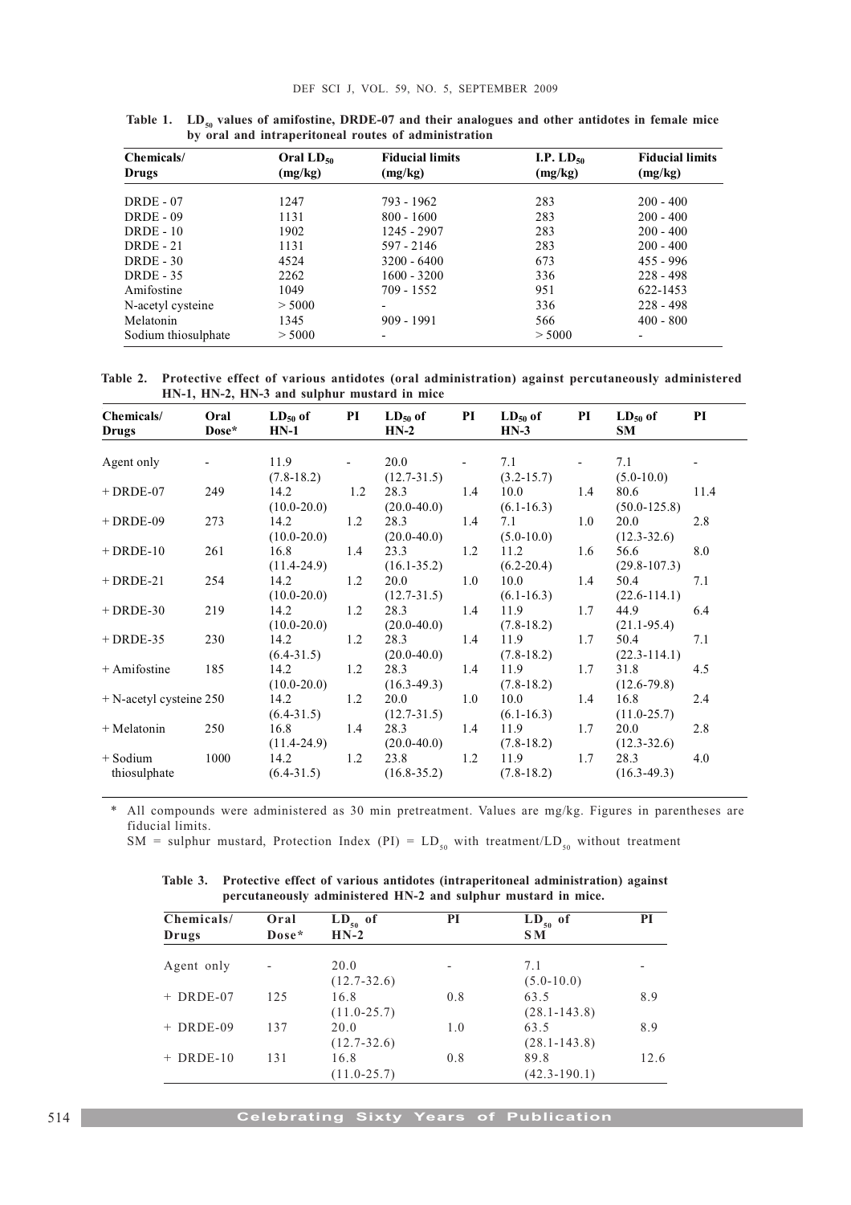**Table 1. $LD_{50}$ values of amifostine, DRDE-07 and their analogues and other antidotes in female mice by oral and intraperitoneal routes of administration**

| Chemicals/ Drugs | Oral $LD_{50}$ (mg/kg) | Fiducial limits (mg/kg) | I.P. $LD_{50}$ (mg/kg) | Fiducial limits (mg/kg) |
|---|---|---|---|---|
| DRDE - 07 | 1247 | 793 - 1962 | 283 | 200 - 400 |
| DRDE - 09 | 1131 | 800 - 1600 | 283 | 200 - 400 |
| DRDE - 10 | 1902 | 1245 - 2907 | 283 | 200 - 400 |
| DRDE - 21 | 1131 | 597 - 2146 | 283 | 200 - 400 |
| DRDE - 30 | 4524 | 3200 - 6400 | 673 | 455 - 996 |
| DRDE - 35 | 2262 | 1600 - 3200 | 336 | 228 - 498 |
| Amifostine | 1049 | 709 - 1552 | 951 | 622-1453 |
| N-acetyl cysteine | > 5000 | - | 336 | 228 - 498 |
| Melatonin | 1345 | 909 - 1991 | 566 | 400 - 800 |
| Sodium thiosulphate | > 5000 | - | > 5000 | - |

**Table 2. Protective effect of various antidotes (oral administration) against percutaneously administered HN-1, HN-2, HN-3 and sulphur mustard in mice**

| Chemicals/ Drugs | Oral Dose* | $LD_{50}$ of HN-1 | PI | $LD_{50}$ of HN-2 | PI | $LD_{50}$ of HN-3 | PI | $LD_{50}$ of SM | PI |
|---|---|---|---|---|---|---|---|---|---|
| Agent only | - | 11.9 (7.8-18.2) | - | 20.0 (12.7-31.5) | - | 7.1 (3.2-15.7) | - | 7.1 (5.0-10.0) | - |
| + DRDE-07 | 249 | 14.2 (10.0-20.0) | 1.2 | 28.3 (20.0-40.0) | 1.4 | 10.0 (6.1-16.3) | 1.4 | 80.6 (50.0-125.8) | 11.4 |
| + DRDE-09 | 273 | 14.2 (10.0-20.0) | 1.2 | 28.3 (20.0-40.0) | 1.4 | 7.1 (5.0-10.0) | 1.0 | 20.0 (12.3-32.6) | 2.8 |
| + DRDE-10 | 261 | 16.8 (11.4-24.9) | 1.4 | 23.3 (16.1-35.2) | 1.2 | 11.2 (6.2-20.4) | 1.6 | 56.6 (29.8-107.3) | 8.0 |
| + DRDE-21 | 254 | 14.2 (10.0-20.0) | 1.2 | 20.0 (12.7-31.5) | 1.0 | 10.0 (6.1-16.3) | 1.4 | 50.4 (22.6-114.1) | 7.1 |
| + DRDE-30 | 219 | 14.2 (10.0-20.0) | 1.2 | 28.3 (20.0-40.0) | 1.4 | 11.9 (7.8-18.2) | 1.7 | 44.9 (21.1-95.4) | 6.4 |
| + DRDE-35 | 230 | 14.2 (6.4-31.5) | 1.2 | 28.3 (20.0-40.0) | 1.4 | 11.9 (7.8-18.2) | 1.7 | 50.4 (22.3-114.1) | 7.1 |
| + Amifostine | 185 | 14.2 (10.0-20.0) | 1.2 | 28.3 (16.3-49.3) | 1.4 | 11.9 (7.8-18.2) | 1.7 | 31.8 (12.6-79.8) | 4.5 |
| + N-acetyl cysteine | 250 | 14.2 (6.4-31.5) | 1.2 | 20.0 (12.7-31.5) | 1.0 | 10.0 (6.1-16.3) | 1.4 | 16.8 (11.0-25.7) | 2.4 |
| + Melatonin | 250 | 16.8 (11.4-24.9) | 1.4 | 28.3 (20.0-40.0) | 1.4 | 11.9 (7.8-18.2) | 1.7 | 20.0 (12.3-32.6) | 2.8 |
| + Sodium thiosulphate | 1000 | 14.2 (6.4-31.5) | 1.2 | 23.8 (16.8-35.2) | 1.2 | 11.9 (7.8-18.2) | 1.7 | 28.3 (16.3-49.3) | 4.0 |

\* All compounds were administered as 30 min pretreatment. Values are mg/kg. Figures in parentheses are fiducial limits.

SM = sulphur mustard, Protection Index (PI) = $LD_{50}$ with treatment/$LD_{50}$ without treatment

**Table 3. Protective effect of various antidotes (intraperitoneal administration) against percutaneously administered HN-2 and sulphur mustard in mice.**

| Chemicals/ Drugs | Oral Dose* | $LD_{50}$ of HN-2 | PI | $LD_{50}$ of SM | PI |
|---|---|---|---|---|---|
| Agent only | - | 20.0 (12.7-32.6) | - | 7.1 (5.0-10.0) | - |
| + DRDE-07 | 125 | 16.8 (11.0-25.7) | 0.8 | 63.5 (28.1-143.8) | 8.9 |
| + DRDE-09 | 137 | 20.0 (12.7-32.6) | 1.0 | 63.5 (28.1-143.8) | 8.9 |
| + DRDE-10 | 131 | 16.8 (11.0-25.7) | 0.8 | 89.8 (42.3-190.1) | 12.6 |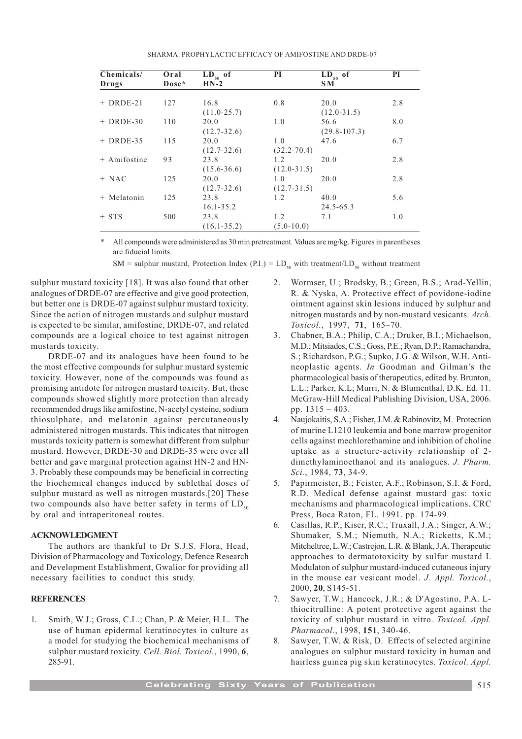| Chemicals/ Drugs | Oral Dose* | $LD_{50}$ of HN-2 | PI | $LD_{50}$ of SM | PI |
|---|---|---|---|---|---|
| + DRDE-21 | 127 | 16.8 (11.0-25.7) | 0.8 | 20.0 (12.0-31.5) | 2.8 |
| + DRDE-30 | 110 | 20.0 (12.7-32.6) | 1.0 | 56.6 (29.8-107.3) | 8.0 |
| + DRDE-35 | 115 | 20.0 (12.7-32.6) | 1.0 (32.2-70.4) | 47.6 | 6.7 |
| + Amifostine | 93 | 23.8 (15.6-36.6) | 1.2 (12.0-31.5) | 20.0 | 2.8 |
| + NAC | 125 | 20.0 (12.7-32.6) | 1.0 (12.7-31.5) | 20.0 | 2.8 |
| + Melatonin | 125 | 23.8 16.1-35.2 | 1.2 | 40.0 24.5-65.3 | 5.6 |
| + STS | 500 | 23.8 (16.1-35.2) | 1.2 (5.0-10.0) | 7.1 | 1.0 |

\* All compounds were administered as 30 min pretreatment. Values are mg/kg. Figures in parentheses are fiducial limits.

SM = sulphur mustard, Protection Index (P.I.) = $LD_{50}$ with treatment/$LD_{50}$ without treatment

sulphur mustard toxicity [18]. It was also found that other analogues of DRDE-07 are effective and give good protection, but better one is DRDE-07 against sulphur mustard toxicity. Since the action of nitrogen mustards and sulphur mustard is expected to be similar, amifostine, DRDE-07, and related compounds are a logical choice to test against nitrogen mustards toxicity.

DRDE-07 and its analogues have been found to be the most effective compounds for sulphur mustard systemic toxicity. However, none of the compounds was found as promising antidote for nitrogen mustard toxicity. But, these compounds showed slightly more protection than already recommended drugs like amifostine, N-acetyl cysteine, sodium thiosulphate, and melatonin against percutaneously administered nitrogen mustards. This indicates that nitrogen mustards toxicity pattern is somewhat different from sulphur mustard. However, DRDE-30 and DRDE-35 were over all better and gave marginal protection against HN-2 and HN-3. Probably these compounds may be beneficial in correcting the biochemical changes induced by sublethal doses of sulphur mustard as well as nitrogen mustards.[20] These two compounds also have better safety in terms of $LD_{50}$ by oral and intraperitoneal routes.

## ACKNOWLEDGMENT

The authors are thankful to Dr S.J.S. Flora, Head, Division of Pharmacology and Toxicology, Defence Research and Development Establishment, Gwalior for providing all necessary facilities to conduct this study.

## REFERENCES

1. Smith, W.J.; Gross, C.L.; Chan, P. & Meier, H.L. The use of human epidermal keratinocytes in culture as a model for studying the biochemical mechanisms of sulphur mustard toxicity. *Cell. Biol. Toxicol.*, 1990, **6**, 285-91.
2. Wormser, U.; Brodsky, B.; Green, B.S.; Arad-Yellin, R. & Nyska, A. Protective effect of povidone-iodine ointment against skin lesions induced by sulphur and nitrogen mustards and by non-mustard vesicants. *Arch. Toxicol.*, 1997, **71**, 165–70.
3. Chabner, B.A.; Philip, C.A.; Druker, B.I.; Michaelson, M.D.; Mitsiades, C.S.; Goss, P.E.; Ryan, D.P.; Ramachandra, S.; Richardson, P.G.; Supko, J.G. & Wilson, W.H. Antineoplastic agents. *In* Goodman and Gilman's the pharmacological basis of therapeutics, edited by. Brunton, L.L.; Parker, K.L; Murri, N. & Blumenthal, D.K. Ed. 11. McGraw-Hill Medical Publishing Division, USA, 2006. pp. 1315 – 403.
4. Naujokaitis, S.A.; Fisher, J.M. & Rabinovitz, M. Protection of murine L1210 leukemia and bone marrow progenitor cells against mechlorethamine and inhibition of choline uptake as a structure-activity relationship of 2-dimethylaminoethanol and its analogues. *J. Pharm. Sci.*, 1984, **73**, 34-9.
5. Papirmeister, B.; Feister, A.F.; Robinson, S.I. & Ford, R.D. Medical defense against mustard gas: toxic mechanisms and pharmacological implications. CRC Press, Boca Raton, FL. 1991. pp. 174-99.
6. Casillas, R.P.; Kiser, R.C.; Truxall, J.A.; Singer, A.W.; Shumaker, S.M.; Niemuth, N.A.; Ricketts, K.M.; Mitcheltree, L.W.; Castrejon, L.R. & Blank, J.A. Therapeutic approaches to dermatotoxicity by sulfur mustard I. Modulaton of sulphur mustard-induced cutaneous injury in the mouse ear vesicant model. *J. Appl. Toxicol.*, 2000, **20**, S145-51.
7. Sawyer, T.W.; Hancock, J.R.; & D'Agostino, P.A. L-thiocitrulline: A potent protective agent against the toxicity of sulphur mustard in vitro. *Toxicol. Appl. Pharmacol.*, 1998, **151**, 340-46.
8. Sawyer, T.W. & Risk, D. Effects of selected arginine analogues on sulphur mustard toxicity in human and hairless guinea pig skin keratinocytes. *Toxicol. Appl.*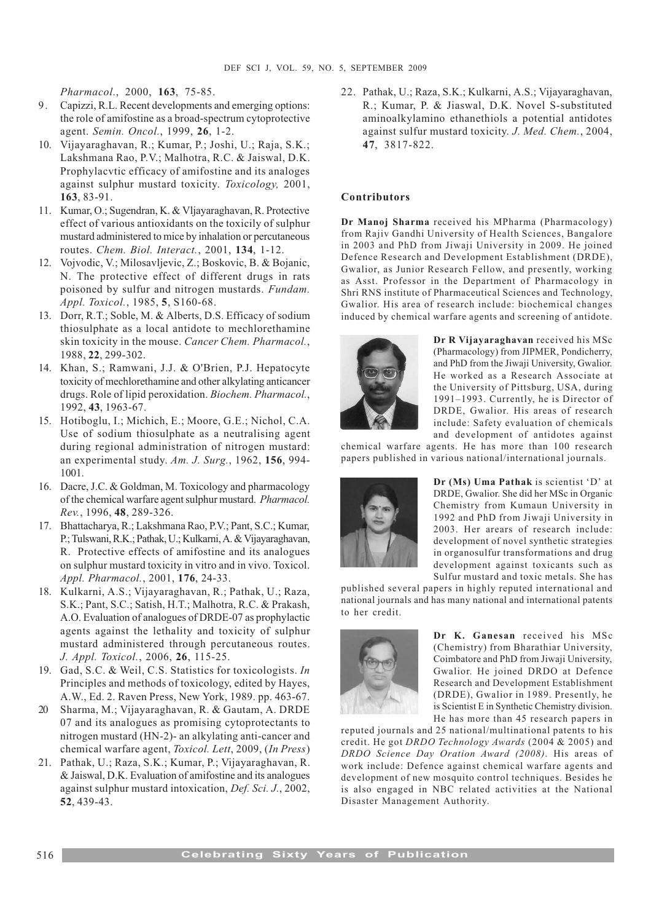*Pharmacol.*, 2000, **163**, 75-85.

9. Capizzi, R.L. Recent developments and emerging options: the role of amifostine as a broad-spectrum cytoprotective agent. *Semin. Oncol.*, 1999, **26**, 1-2.
10. Vijayaraghavan, R.; Kumar, P.; Joshi, U.; Raja, S.K.; Lakshmana Rao, P.V.; Malhotra, R.C. & Jaiswal, D.K. Prophylacvtic efficacy of amifostine and its analoges against sulphur mustard toxicity. *Toxicology,* 2001, **163**, 83-91.
11. Kumar, O.; Sugendran, K. & Vljayaraghavan, R. Protective effect of various antioxidants on the toxicily of sulphur mustard administered to mice by inhalation or percutaneous routes. *Chem. Biol. Interact.*, 2001, **134**, 1-12.
12. Vojvodic, V.; Milosavljevic, Z.; Boskovic, B. & Bojanic, N. The protective effect of different drugs in rats poisoned by sulfur and nitrogen mustards. *Fundam. Appl. Toxicol.*, 1985, **5**, S160-68.
13. Dorr, R.T.; Soble, M. & Alberts, D.S. Efficacy of sodium thiosulphate as a local antidote to mechlorethamine skin toxicity in the mouse. *Cancer Chem. Pharmacol.*, 1988, **22**, 299-302.
14. Khan, S.; Ramwani, J.J. & O'Brien, P.J. Hepatocyte toxicity of mechlorethamine and other alkylating anticancer drugs. Role of lipid peroxidation. *Biochem. Pharmacol.*, 1992, **43**, 1963-67.
15. Hotiboglu, I.; Michich, E.; Moore, G.E.; Nichol, C.A. Use of sodium thiosulphate as a neutralising agent during regional administration of nitrogen mustard: an experimental study. *Am. J. Surg.*, 1962, **156**, 994-1001.
16. Dacre, J.C. & Goldman, M. Toxicology and pharmacology of the chemical warfare agent sulphur mustard. *Pharmacol. Rev.*, 1996, **48**, 289-326.
17. Bhattacharya, R.; Lakshmana Rao, P.V.; Pant, S.C.; Kumar, P.; Tulswani, R.K.; Pathak, U.; Kulkarni, A. & Vijayaraghavan, R. Protective effects of amifostine and its analogues on sulphur mustard toxicity in vitro and in vivo. Toxicol. *Appl. Pharmacol.*, 2001, **176**, 24-33.
18. Kulkarni, A.S.; Vijayaraghavan, R.; Pathak, U.; Raza, S.K.; Pant, S.C.; Satish, H.T.; Malhotra, R.C. & Prakash, A.O. Evaluation of analogues of DRDE-07 as prophylactic agents against the lethality and toxicity of sulphur mustard administered through percutaneous routes. *J. Appl. Toxicol.*, 2006, **26**, 115-25.
19. Gad, S.C. & Weil, C.S. Statistics for toxicologists. *In* Principles and methods of toxicology, edited by Hayes, A.W., Ed. 2. Raven Press, New York, 1989. pp. 463-67.
20. Sharma, M.; Vijayaraghavan, R. & Gautam, A. DRDE 07 and its analogues as promising cytoprotectants to nitrogen mustard (HN-2)- an alkylating anti-cancer and chemical warfare agent, *Toxicol. Lett*, 2009, (*In Press*)
21. Pathak, U.; Raza, S.K.; Kumar, P.; Vijayaraghavan, R. & Jaiswal, D.K. Evaluation of amifostine and its analogues against sulphur mustard intoxication, *Def. Sci. J.*, 2002, **52**, 439-43.
22. Pathak, U.; Raza, S.K.; Kulkarni, A.S.; Vijayaraghavan, R.; Kumar, P. & Jiaswal, D.K. Novel S-substituted aminoalkylamino ethanethiols a potential antidotes against sulfur mustard toxicity. *J. Med. Chem.*, 2004, **47**, 3817-822.

## Contributors

**Dr Manoj Sharma** received his MPharma (Pharmacology) from Rajiv Gandhi University of Health Sciences, Bangalore in 2003 and PhD from Jiwaji University in 2009. He joined Defence Research and Development Establishment (DRDE), Gwalior, as Junior Research Fellow, and presently, working as Asst. Professor in the Department of Pharmacology in Shri RNS institute of Pharmaceutical Sciences and Technology, Gwalior. His area of research include: biochemical changes induced by chemical warfare agents and screening of antidote.

**Dr R Vijayaraghavan** received his MSc (Pharmacology) from JIPMER, Pondicherry, and PhD from the Jiwaji University, Gwalior. He worked as a Research Associate at the University of Pittsburg, USA, during 1991–1993. Currently, he is Director of DRDE, Gwalior. His areas of research include: Safety evaluation of chemicals and development of antidotes against chemical warfare agents. He has more than 100 research papers published in various national/international journals.

**Dr (Ms) Uma Pathak** is scientist 'D' at DRDE, Gwalior. She did her MSc in Organic Chemistry from Kumaun University in 1992 and PhD from Jiwaji University in 2003. Her arears of research include: development of novel synthetic strategies in organosulfur transformations and drug development against toxicants such as Sulfur mustard and toxic metals. She has published several papers in highly reputed international and national journals and has many national and international patents to her credit.

**Dr K. Ganesan** received his MSc (Chemistry) from Bharathiar University, Coimbatore and PhD from Jiwaji University, Gwalior. He joined DRDO at Defence Research and Development Establishment (DRDE), Gwalior in 1989. Presently, he is Scientist E in Synthetic Chemistry division. He has more than 45 research papers in reputed journals and 25 national/multinational patents to his credit. He got *DRDO Technology Awards* (2004 & 2005) and *DRDO Science Day Oration Award (2008).* His areas of work include: Defence against chemical warfare agents and development of new mosquito control techniques. Besides he is also engaged in NBC related activities at the National Disaster Management Authority.